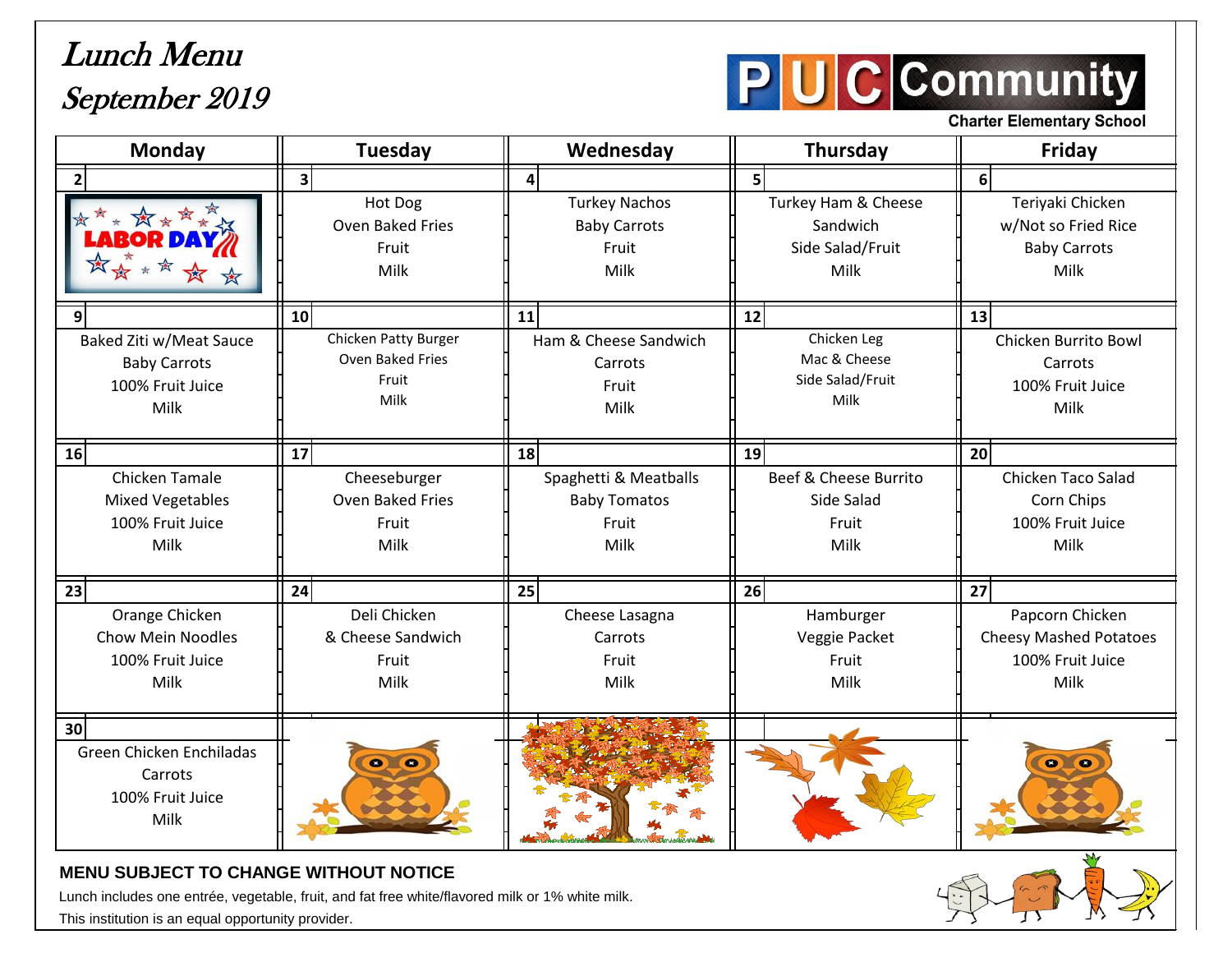# Lunch Menu

## September 2019

**PUC Community Charter Elementary School**

| Monday | Tuesday | Wednesday | Thursday | Friday |
|---|---|---|---|---|
| **2** | **3** | **4** | **5** | **6** |
| LABOR DAY | Hot Dog<br>Oven Baked Fries<br>Fruit<br>Milk | Turkey Nachos<br>Baby Carrots<br>Fruit<br>Milk | Turkey Ham & Cheese<br>Sandwich<br>Side Salad/Fruit<br>Milk | Teriyaki Chicken<br>w/Not so Fried Rice<br>Baby Carrots<br>Milk |
| **9** | **10** | **11** | **12** | **13** |
| Baked Ziti w/Meat Sauce<br>Baby Carrots<br>100% Fruit Juice<br>Milk | Chicken Patty Burger<br>Oven Baked Fries<br>Fruit<br>Milk | Ham & Cheese Sandwich<br>Carrots<br>Fruit<br>Milk | Chicken Leg<br>Mac & Cheese<br>Side Salad/Fruit<br>Milk | Chicken Burrito Bowl<br>Carrots<br>100% Fruit Juice<br>Milk |
| **16** | **17** | **18** | **19** | **20** |
| Chicken Tamale<br>Mixed Vegetables<br>100% Fruit Juice<br>Milk | Cheeseburger<br>Oven Baked Fries<br>Fruit<br>Milk | Spaghetti & Meatballs<br>Baby Tomatos<br>Fruit<br>Milk | Beef & Cheese Burrito<br>Side Salad<br>Fruit<br>Milk | Chicken Taco Salad<br>Corn Chips<br>100% Fruit Juice<br>Milk |
| **23** | **24** | **25** | **26** | **27** |
| Orange Chicken<br>Chow Mein Noodles<br>100% Fruit Juice<br>Milk | Deli Chicken<br>& Cheese Sandwich<br>Fruit<br>Milk | Cheese Lasagna<br>Carrots<br>Fruit<br>Milk | Hamburger<br>Veggie Packet<br>Fruit<br>Milk | Papcorn Chicken<br>Cheesy Mashed Potatoes<br>100% Fruit Juice<br>Milk |
| **30** | | | | |
| Green Chicken Enchiladas<br>Carrots<br>100% Fruit Juice<br>Milk | | | | |

**MENU SUBJECT TO CHANGE WITHOUT NOTICE**

Lunch includes one entrée, vegetable, fruit, and fat free white/flavored milk or 1% white milk.

This institution is an equal opportunity provider.